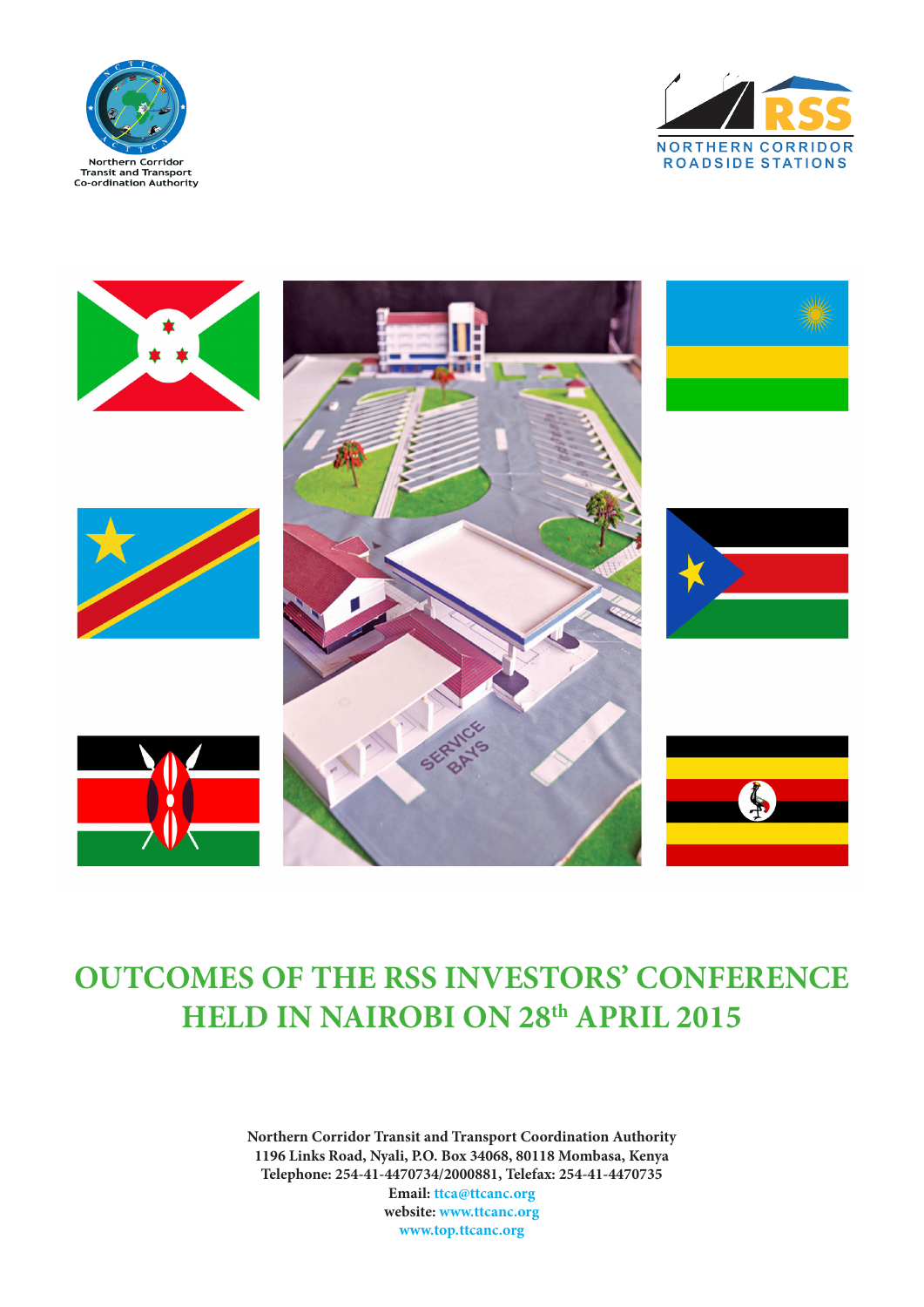Northern Corridor Transit and Transport Co-ordination Authority

RSS NORTHERN CORRIDOR ROADSIDE STATIONS

# OUTCOMES OF THE RSS INVESTORS' CONFERENCE HELD IN NAIROBI ON 28th APRIL 2015

**Northern Corridor Transit and Transport Coordination Authority**
**1196 Links Road, Nyali, P.O. Box 34068, 80118 Mombasa, Kenya**
**Telephone: 254-41-4470734/2000881, Telefax: 254-41-4470735**
**Email:** ttca@ttcanc.org
**website:** www.ttcanc.org
www.top.ttcanc.org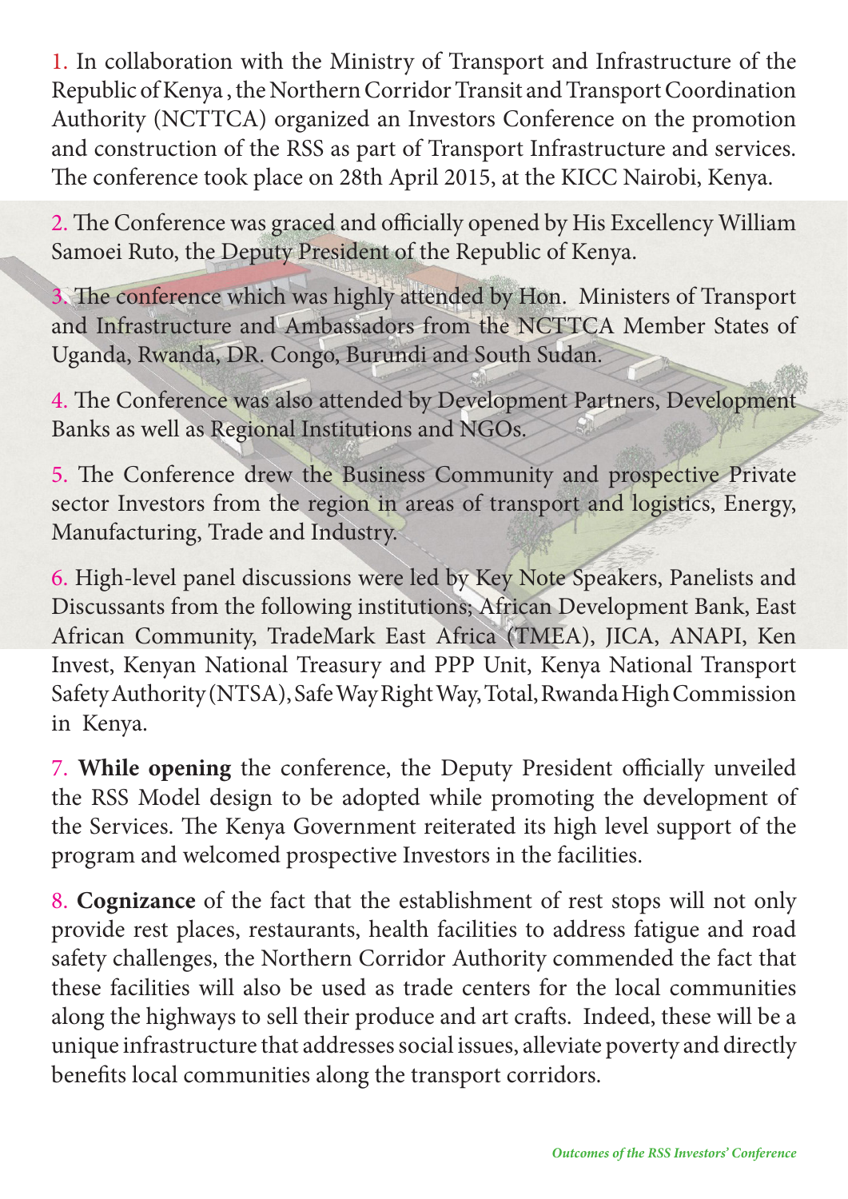1. In collaboration with the Ministry of Transport and Infrastructure of the Republic of Kenya , the Northern Corridor Transit and Transport Coordination Authority (NCTTCA) organized an Investors Conference on the promotion and construction of the RSS as part of Transport Infrastructure and services. The conference took place on 28th April 2015, at the KICC Nairobi, Kenya.

2. The Conference was graced and officially opened by His Excellency William Samoei Ruto, the Deputy President of the Republic of Kenya.

3. The conference which was highly attended by Hon. Ministers of Transport and Infrastructure and Ambassadors from the NCTTCA Member States of Uganda, Rwanda, DR. Congo, Burundi and South Sudan.

4. The Conference was also attended by Development Partners, Development Banks as well as Regional Institutions and NGOs.

5. The Conference drew the Business Community and prospective Private sector Investors from the region in areas of transport and logistics, Energy, Manufacturing, Trade and Industry.

6. High-level panel discussions were led by Key Note Speakers, Panelists and Discussants from the following institutions; African Development Bank, East African Community, TradeMark East Africa (TMEA), JICA, ANAPI, Ken Invest, Kenyan National Treasury and PPP Unit, Kenya National Transport Safety Authority (NTSA), Safe Way Right Way, Total, Rwanda High Commission in Kenya.

7. **While opening** the conference, the Deputy President officially unveiled the RSS Model design to be adopted while promoting the development of the Services. The Kenya Government reiterated its high level support of the program and welcomed prospective Investors in the facilities.

8. **Cognizance** of the fact that the establishment of rest stops will not only provide rest places, restaurants, health facilities to address fatigue and road safety challenges, the Northern Corridor Authority commended the fact that these facilities will also be used as trade centers for the local communities along the highways to sell their produce and art crafts. Indeed, these will be a unique infrastructure that addresses social issues, alleviate poverty and directly benefits local communities along the transport corridors.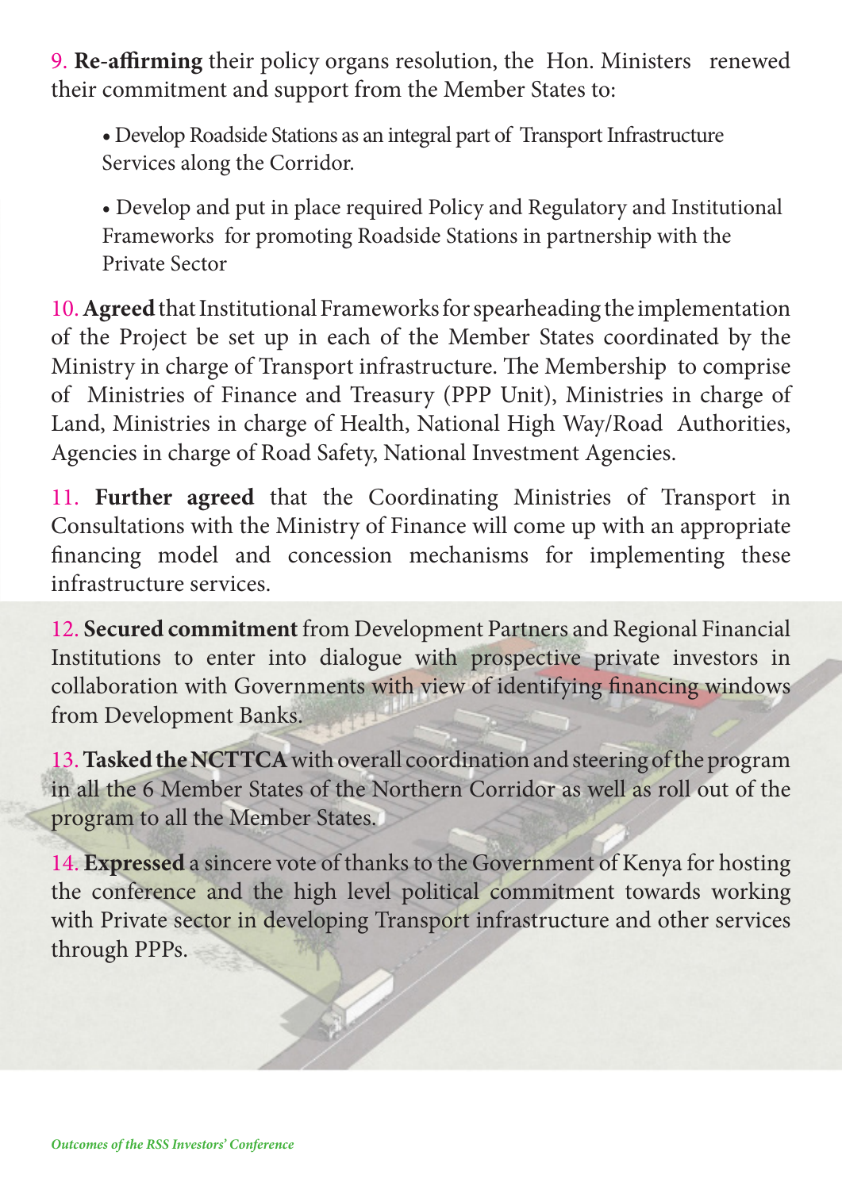9. **Re-affirming** their policy organs resolution, the Hon. Ministers renewed their commitment and support from the Member States to:

- Develop Roadside Stations as an integral part of Transport Infrastructure Services along the Corridor.
- Develop and put in place required Policy and Regulatory and Institutional Frameworks for promoting Roadside Stations in partnership with the Private Sector

10. **Agreed** that Institutional Frameworks for spearheading the implementation of the Project be set up in each of the Member States coordinated by the Ministry in charge of Transport infrastructure. The Membership to comprise of Ministries of Finance and Treasury (PPP Unit), Ministries in charge of Land, Ministries in charge of Health, National High Way/Road Authorities, Agencies in charge of Road Safety, National Investment Agencies.

11. **Further agreed** that the Coordinating Ministries of Transport in Consultations with the Ministry of Finance will come up with an appropriate financing model and concession mechanisms for implementing these infrastructure services.

12. **Secured commitment** from Development Partners and Regional Financial Institutions to enter into dialogue with prospective private investors in collaboration with Governments with view of identifying financing windows from Development Banks.

13. **Tasked the NCTTCA** with overall coordination and steering of the program in all the 6 Member States of the Northern Corridor as well as roll out of the program to all the Member States.

14. **Expressed** a sincere vote of thanks to the Government of Kenya for hosting the conference and the high level political commitment towards working with Private sector in developing Transport infrastructure and other services through PPPs.